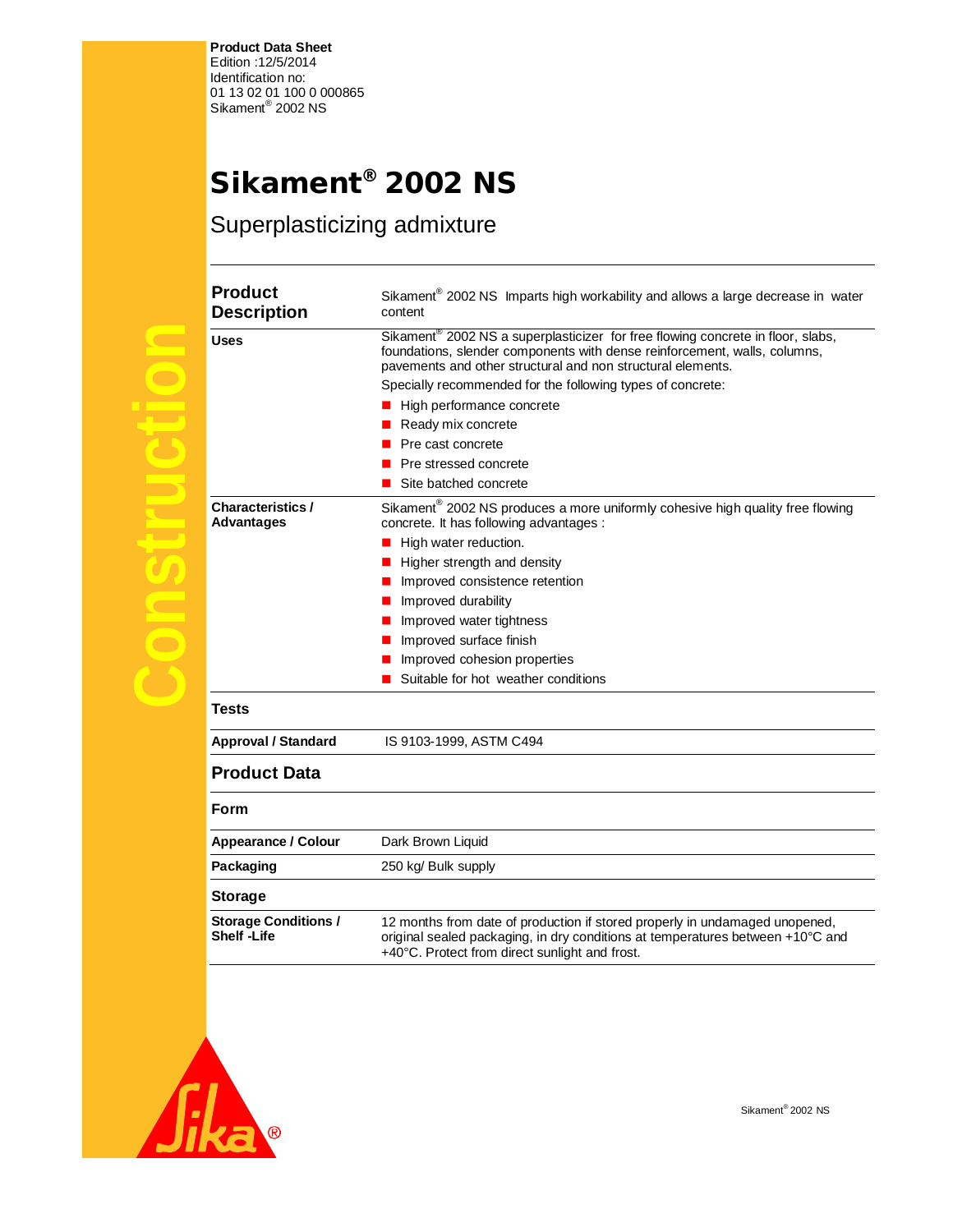**Product Data Sheet**
Edition :12/5/2014
Identification no:
01 13 02 01 100 0 000865
Sikament® 2002 NS

# Sikament® 2002 NS

## Superplasticizing admixture

| | |
|---|---|
| **Product Description** | Sikament® 2002 NS Imparts high workability and allows a large decrease in water content |
| **Uses** | Sikament® 2002 NS a superplasticizer for free flowing concrete in floor, slabs, foundations, slender components with dense reinforcement, walls, columns, pavements and other structural and non structural elements.<br>Specially recommended for the following types of concrete:<br>■ High performance concrete<br>■ Ready mix concrete<br>■ Pre cast concrete<br>■ Pre stressed concrete<br>■ Site batched concrete |
| **Characteristics / Advantages** | Sikament® 2002 NS produces a more uniformly cohesive high quality free flowing concrete. It has following advantages :<br>■ High water reduction.<br>■ Higher strength and density<br>■ Improved consistence retention<br>■ Improved durability<br>■ Improved water tightness<br>■ Improved surface finish<br>■ Improved cohesion properties<br>■ Suitable for hot weather conditions |

## Tests

| | |
|---|---|
| **Approval / Standard** | IS 9103-1999, ASTM C494 |

## Product Data

### Form

| | |
|---|---|
| **Appearance / Colour** | Dark Brown Liquid |
| **Packaging** | 250 kg/ Bulk supply |

### Storage

| | |
|---|---|
| **Storage Conditions / Shelf -Life** | 12 months from date of production if stored properly in undamaged unopened, original sealed packaging, in dry conditions at temperatures between +10°C and +40°C. Protect from direct sunlight and frost. |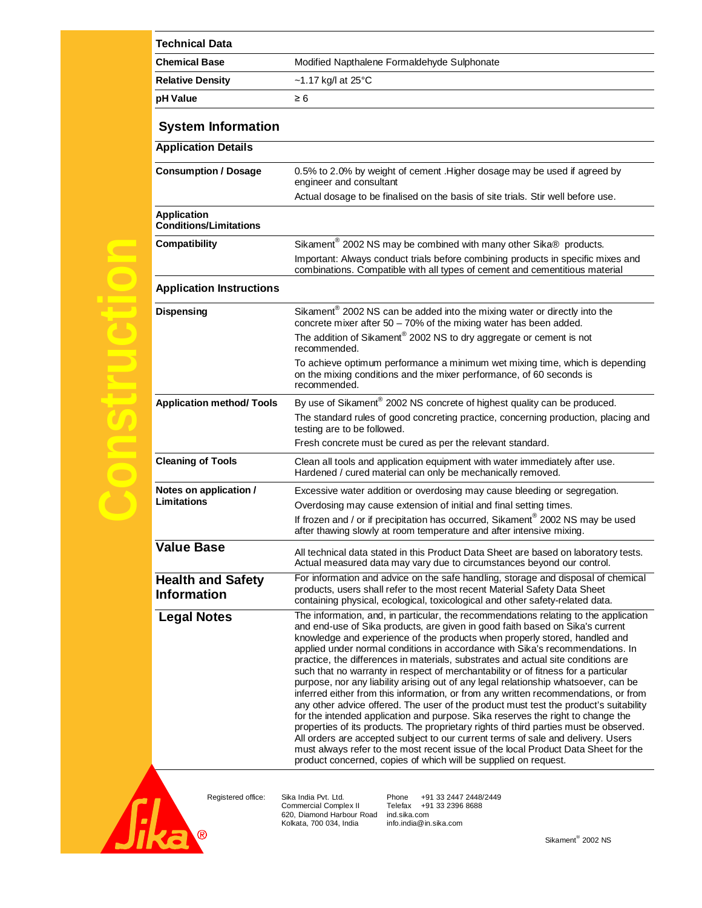| Technical Data | |
| --- | --- |
| **Chemical Base** | Modified Napthalene Formaldehyde Sulphonate |
| **Relative Density** | ~1.17 kg/l at 25°C |
| **pH Value** | ≥ 6 |

## System Information

### Application Details

| | |
| --- | --- |
| **Consumption / Dosage** | 0.5% to 2.0% by weight of cement .Higher dosage may be used if agreed by engineer and consultant<br>Actual dosage to be finalised on the basis of site trials. Stir well before use. |

### Application Conditions/Limitations

| | |
| --- | --- |
| **Compatibility** | Sikament® 2002 NS may be combined with many other Sika® products.<br>Important: Always conduct trials before combining products in specific mixes and combinations. Compatible with all types of cement and cementitious material |

### Application Instructions

| | |
| --- | --- |
| **Dispensing** | Sikament® 2002 NS can be added into the mixing water or directly into the concrete mixer after 50 – 70% of the mixing water has been added.<br>The addition of Sikament® 2002 NS to dry aggregate or cement is not recommended.<br>To achieve optimum performance a minimum wet mixing time, which is depending on the mixing conditions and the mixer performance, of 60 seconds is recommended. |
| **Application method/ Tools** | By use of Sikament® 2002 NS concrete of highest quality can be produced.<br>The standard rules of good concreting practice, concerning production, placing and testing are to be followed.<br>Fresh concrete must be cured as per the relevant standard. |
| **Cleaning of Tools** | Clean all tools and application equipment with water immediately after use. Hardened / cured material can only be mechanically removed. |
| **Notes on application / Limitations** | Excessive water addition or overdosing may cause bleeding or segregation.<br>Overdosing may cause extension of initial and final setting times.<br>If frozen and / or if precipitation has occurred, Sikament® 2002 NS may be used after thawing slowly at room temperature and after intensive mixing. |

## Value Base

All technical data stated in this Product Data Sheet are based on laboratory tests. Actual measured data may vary due to circumstances beyond our control.

## Health and Safety Information

For information and advice on the safe handling, storage and disposal of chemical products, users shall refer to the most recent Material Safety Data Sheet containing physical, ecological, toxicological and other safety-related data.

## Legal Notes

The information, and, in particular, the recommendations relating to the application and end-use of Sika products, are given in good faith based on Sika's current knowledge and experience of the products when properly stored, handled and applied under normal conditions in accordance with Sika's recommendations. In practice, the differences in materials, substrates and actual site conditions are such that no warranty in respect of merchantability or of fitness for a particular purpose, nor any liability arising out of any legal relationship whatsoever, can be inferred either from this information, or from any written recommendations, or from any other advice offered. The user of the product must test the product's suitability for the intended application and purpose. Sika reserves the right to change the properties of its products. The proprietary rights of third parties must be observed. All orders are accepted subject to our current terms of sale and delivery. Users must always refer to the most recent issue of the local Product Data Sheet for the product concerned, copies of which will be supplied on request.

Registered office: Sika India Pvt. Ltd.
Commercial Complex II
620, Diamond Harbour Road
Kolkata, 700 034, India

Phone +91 33 2447 2448/2449
Telefax +91 33 2396 8688
ind.sika.com
info.india@in.sika.com